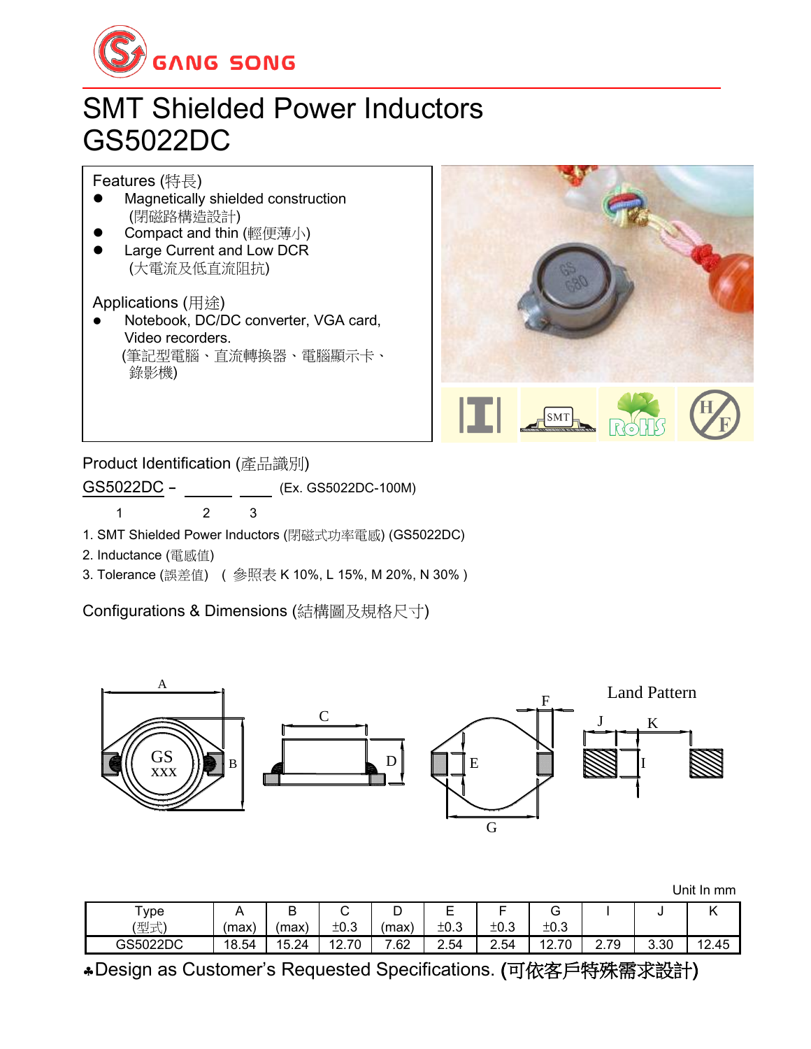GANG SONG

# SMT Shielded Power Inductors
# GS5022DC

## Features (特長)

- Magnetically shielded construction
  (閉磁路構造設計)
- Compact and thin (輕便薄小)
- Large Current and Low DCR
  (大電流及低直流阻抗)

## Applications (用途)

- Notebook, DC/DC converter, VGA card, Video recorders.
  (筆記型電腦、直流轉換器、電腦顯示卡、錄影機)

## Product Identification (產品識別)

GS5022DC – ______ ____ (Ex. GS5022DC-100M)

1 2 3

1. SMT Shielded Power Inductors (閉磁式功率電感) (GS5022DC)
2. Inductance (電感值)
3. Tolerance (誤差值) ( 參照表 K 10%, L 15%, M 20%, N 30% )

## Configurations & Dimensions (結構圖及規格尺寸)

Unit In mm

| Type (型式) | A (max) | B (max) | C ±0.3 | D (max) | E ±0.3 | F ±0.3 | G ±0.3 | I | J | K |
|---|---|---|---|---|---|---|---|---|---|---|
| GS5022DC | 18.54 | 15.24 | 12.70 | 7.62 | 2.54 | 2.54 | 12.70 | 2.79 | 3.30 | 12.45 |

♣Design as Customer's Requested Specifications. (可依客戶特殊需求設計)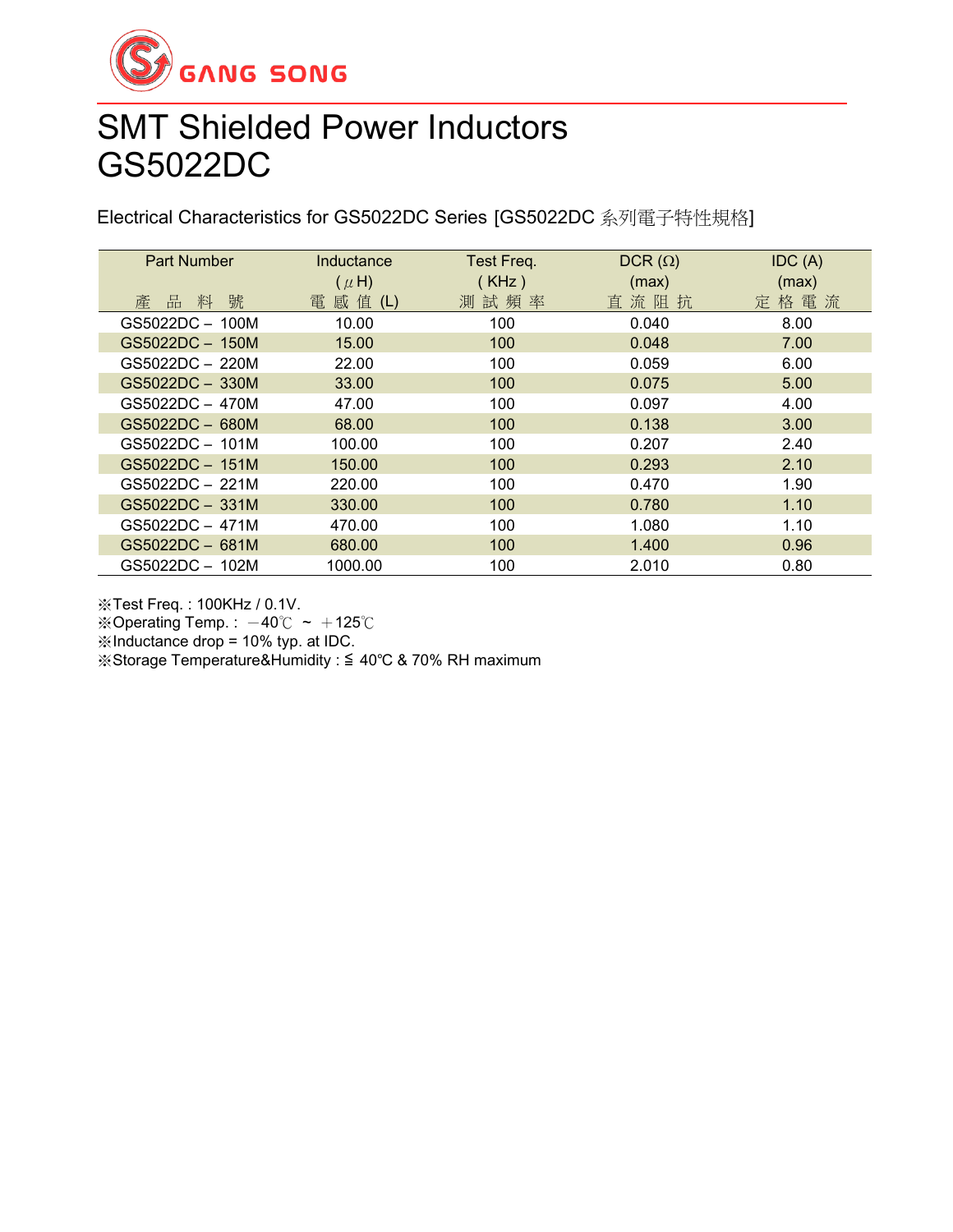GANG SONG

# SMT Shielded Power Inductors GS5022DC

Electrical Characteristics for GS5022DC Series [GS5022DC 系列電子特性規格]

| Part Number<br>產 品 料 號 | Inductance<br>( μH)<br>電 感 值 (L) | Test Freq.<br>( KHz )<br>測 試 頻 率 | DCR (Ω)<br>(max)<br>直 流 阻 抗 | IDC (A)<br>(max)<br>定 格 電 流 |
|---|---|---|---|---|
| GS5022DC－ 100M | 10.00 | 100 | 0.040 | 8.00 |
| GS5022DC－ 150M | 15.00 | 100 | 0.048 | 7.00 |
| GS5022DC－ 220M | 22.00 | 100 | 0.059 | 6.00 |
| GS5022DC－ 330M | 33.00 | 100 | 0.075 | 5.00 |
| GS5022DC－ 470M | 47.00 | 100 | 0.097 | 4.00 |
| GS5022DC－ 680M | 68.00 | 100 | 0.138 | 3.00 |
| GS5022DC－ 101M | 100.00 | 100 | 0.207 | 2.40 |
| GS5022DC－ 151M | 150.00 | 100 | 0.293 | 2.10 |
| GS5022DC－ 221M | 220.00 | 100 | 0.470 | 1.90 |
| GS5022DC－ 331M | 330.00 | 100 | 0.780 | 1.10 |
| GS5022DC－ 471M | 470.00 | 100 | 1.080 | 1.10 |
| GS5022DC－ 681M | 680.00 | 100 | 1.400 | 0.96 |
| GS5022DC－ 102M | 1000.00 | 100 | 2.010 | 0.80 |

※Test Freq. : 100KHz / 0.1V.
※Operating Temp. : －40℃ ~ ＋125℃
※Inductance drop = 10% typ. at IDC.
※Storage Temperature&Humidity : ≦ 40℃ & 70% RH maximum